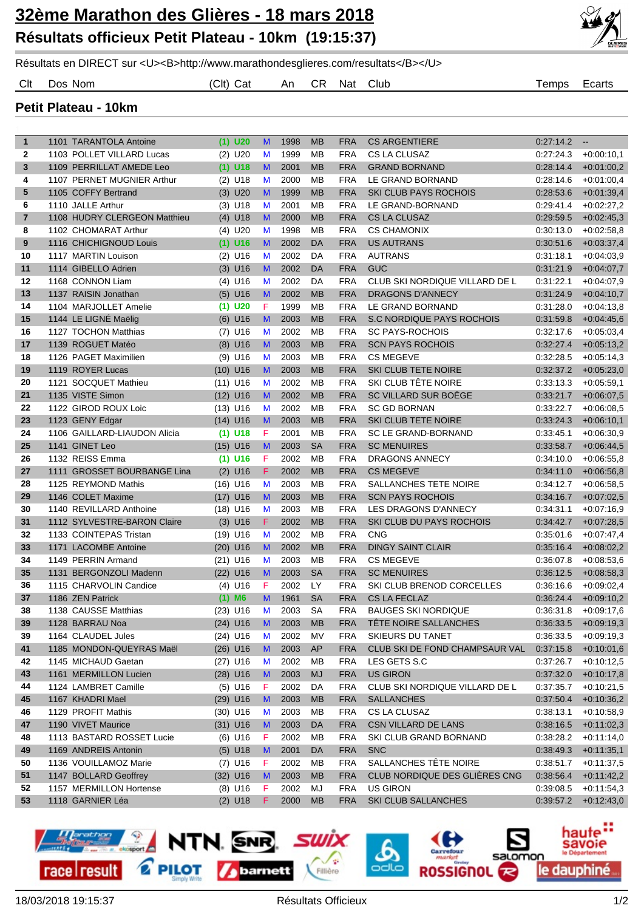# 32ème Marathon des Glières - 18 mars 2018

## Résultats officieux Petit Plateau - 10km (19:15:37)

Résultats en DIRECT sur <U><B>http://www.marathondesglieres.com/resultats</B></U>

### Petit Plateau - 10km

| Clt | Dos | Nom | (Clt) | Cat | | An | CR | Nat | Club | Temps | Ecarts |
|---|---|---|---|---|---|---|---|---|---|---|---|
| 1 | 1101 | TARANTOLA Antoine | (1) | U20 | M | 1998 | MB | FRA | CS ARGENTIERE | 0:27:14.2 | -- |
| 2 | 1103 | POLLET VILLARD Lucas | (2) | U20 | M | 1999 | MB | FRA | CS LA CLUSAZ | 0:27:24.3 | +0:00:10,1 |
| 3 | 1109 | PERRILLAT AMEDE Leo | (1) | U18 | M | 2001 | MB | FRA | GRAND BORNAND | 0:28:14.4 | +0:01:00,2 |
| 4 | 1107 | PERNET MUGNIER Arthur | (2) | U18 | M | 2000 | MB | FRA | LE GRAND BORNAND | 0:28:14.6 | +0:01:00,4 |
| 5 | 1105 | COFFY Bertrand | (3) | U20 | M | 1999 | MB | FRA | SKI CLUB PAYS ROCHOIS | 0:28:53.6 | +0:01:39,4 |
| 6 | 1110 | JALLE Arthur | (3) | U18 | M | 2001 | MB | FRA | LE GRAND-BORNAND | 0:29:41.4 | +0:02:27,2 |
| 7 | 1108 | HUDRY CLERGEON Matthieu | (4) | U18 | M | 2000 | MB | FRA | CS LA CLUSAZ | 0:29:59.5 | +0:02:45,3 |
| 8 | 1102 | CHOMARAT Arthur | (4) | U20 | M | 1998 | MB | FRA | CS CHAMONIX | 0:30:13.0 | +0:02:58,8 |
| 9 | 1116 | CHICHIGNOUD Louis | (1) | U16 | M | 2002 | DA | FRA | US AUTRANS | 0:30:51.6 | +0:03:37,4 |
| 10 | 1117 | MARTIN Louison | (2) | U16 | M | 2002 | DA | FRA | AUTRANS | 0:31:18.1 | +0:04:03,9 |
| 11 | 1114 | GIBELLO Adrien | (3) | U16 | M | 2002 | DA | FRA | GUC | 0:31:21.9 | +0:04:07,7 |
| 12 | 1168 | CONNON Liam | (4) | U16 | M | 2002 | DA | FRA | CLUB SKI NORDIQUE VILLARD DE L | 0:31:22.1 | +0:04:07,9 |
| 13 | 1137 | RAISIN Jonathan | (5) | U16 | M | 2002 | MB | FRA | DRAGONS D'ANNECY | 0:31:24.9 | +0:04:10,7 |
| 14 | 1104 | MARJOLLET Amelie | (1) | U20 | F | 1999 | MB | FRA | LE GRAND BORNAND | 0:31:28.0 | +0:04:13,8 |
| 15 | 1144 | LE LIGNÉ Maëlig | (6) | U16 | M | 2003 | MB | FRA | S.C NORDIQUE PAYS ROCHOIS | 0:31:59.8 | +0:04:45,6 |
| 16 | 1127 | TOCHON Matthias | (7) | U16 | M | 2002 | MB | FRA | SC PAYS-ROCHOIS | 0:32:17.6 | +0:05:03,4 |
| 17 | 1139 | ROGUET Matéo | (8) | U16 | M | 2003 | MB | FRA | SCN PAYS ROCHOIS | 0:32:27.4 | +0:05:13,2 |
| 18 | 1126 | PAGET Maximilien | (9) | U16 | M | 2003 | MB | FRA | CS MEGEVE | 0:32:28.5 | +0:05:14,3 |
| 19 | 1119 | ROYER Lucas | (10) | U16 | M | 2003 | MB | FRA | SKI CLUB TETE NOIRE | 0:32:37.2 | +0:05:23,0 |
| 20 | 1121 | SOCQUET Mathieu | (11) | U16 | M | 2002 | MB | FRA | SKI CLUB TÊTE NOIRE | 0:33:13.3 | +0:05:59,1 |
| 21 | 1135 | VISTE Simon | (12) | U16 | M | 2002 | MB | FRA | SC VILLARD SUR BOËGE | 0:33:21.7 | +0:06:07,5 |
| 22 | 1122 | GIROD ROUX Loic | (13) | U16 | M | 2002 | MB | FRA | SC GD BORNAN | 0:33:22.7 | +0:06:08,5 |
| 23 | 1123 | GENY Edgar | (14) | U16 | M | 2003 | MB | FRA | SKI CLUB TETE NOIRE | 0:33:24.3 | +0:06:10,1 |
| 24 | 1106 | GAILLARD-LIAUDON Alicia | (1) | U18 | F | 2001 | MB | FRA | SC LE GRAND-BORNAND | 0:33:45.1 | +0:06:30,9 |
| 25 | 1141 | GINET Leo | (15) | U16 | M | 2003 | SA | FRA | SC MENUIRES | 0:33:58.7 | +0:06:44,5 |
| 26 | 1132 | REISS Emma | (1) | U16 | F | 2002 | MB | FRA | DRAGONS ANNECY | 0:34:10.0 | +0:06:55,8 |
| 27 | 1111 | GROSSET BOURBANGE Lina | (2) | U16 | F | 2002 | MB | FRA | CS MEGEVE | 0:34:11.0 | +0:06:56,8 |
| 28 | 1125 | REYMOND Mathis | (16) | U16 | M | 2003 | MB | FRA | SALLANCHES TETE NOIRE | 0:34:12.7 | +0:06:58,5 |
| 29 | 1146 | COLET Maxime | (17) | U16 | M | 2003 | MB | FRA | SCN PAYS ROCHOIS | 0:34:16.7 | +0:07:02,5 |
| 30 | 1140 | REVILLARD Anthoine | (18) | U16 | M | 2003 | MB | FRA | LES DRAGONS D'ANNECY | 0:34:31.1 | +0:07:16,9 |
| 31 | 1112 | SYLVESTRE-BARON Claire | (3) | U16 | F | 2002 | MB | FRA | SKI CLUB DU PAYS ROCHOIS | 0:34:42.7 | +0:07:28,5 |
| 32 | 1133 | COINTEPAS Tristan | (19) | U16 | M | 2002 | MB | FRA | CNG | 0:35:01.6 | +0:07:47,4 |
| 33 | 1171 | LACOMBE Antoine | (20) | U16 | M | 2002 | MB | FRA | DINGY SAINT CLAIR | 0:35:16.4 | +0:08:02,2 |
| 34 | 1149 | PERRIN Armand | (21) | U16 | M | 2003 | MB | FRA | CS MEGEVE | 0:36:07.8 | +0:08:53,6 |
| 35 | 1131 | BERGONZOLI Madenn | (22) | U16 | M | 2003 | SA | FRA | SC MENUIRES | 0:36:12.5 | +0:08:58,3 |
| 36 | 1115 | CHARVOLIN Candice | (4) | U16 | F | 2002 | LY | FRA | SKI CLUB BRENOD CORCELLES | 0:36:16.6 | +0:09:02,4 |
| 37 | 1186 | ZEN Patrick | (1) | M6 | M | 1961 | SA | FRA | CS LA FECLAZ | 0:36:24.4 | +0:09:10,2 |
| 38 | 1138 | CAUSSE Matthias | (23) | U16 | M | 2003 | SA | FRA | BAUGES SKI NORDIQUE | 0:36:31.8 | +0:09:17,6 |
| 39 | 1128 | BARRAU Noa | (24) | U16 | M | 2003 | MB | FRA | TÊTE NOIRE SALLANCHES | 0:36:33.5 | +0:09:19,3 |
| 39 | 1164 | CLAUDEL Jules | (24) | U16 | M | 2002 | MV | FRA | SKIEURS DU TANET | 0:36:33.5 | +0:09:19,3 |
| 41 | 1185 | MONDON-QUEYRAS Maël | (26) | U16 | M | 2003 | AP | FRA | CLUB SKI DE FOND CHAMPSAUR VAL | 0:37:15.8 | +0:10:01,6 |
| 42 | 1145 | MICHAUD Gaetan | (27) | U16 | M | 2002 | MB | FRA | LES GETS S.C | 0:37:26.7 | +0:10:12,5 |
| 43 | 1161 | MERMILLON Lucien | (28) | U16 | M | 2003 | MJ | FRA | US GIRON | 0:37:32.0 | +0:10:17,8 |
| 44 | 1124 | LAMBRET Camille | (5) | U16 | F | 2002 | DA | FRA | CLUB SKI NORDIQUE VILLARD DE L | 0:37:35.7 | +0:10:21,5 |
| 45 | 1167 | KHADRI Mael | (29) | U16 | M | 2003 | MB | FRA | SALLANCHES | 0:37:50.4 | +0:10:36,2 |
| 46 | 1129 | PROFIT Mathis | (30) | U16 | M | 2003 | MB | FRA | CS LA CLUSAZ | 0:38:13.1 | +0:10:58,9 |
| 47 | 1190 | VIVET Maurice | (31) | U16 | M | 2003 | DA | FRA | CSN VILLARD DE LANS | 0:38:16.5 | +0:11:02,3 |
| 48 | 1113 | BASTARD ROSSET Lucie | (6) | U16 | F | 2002 | MB | FRA | SKI CLUB GRAND BORNAND | 0:38:28.2 | +0:11:14,0 |
| 49 | 1169 | ANDREIS Antonin | (5) | U18 | M | 2001 | DA | FRA | SNC | 0:38:49.3 | +0:11:35,1 |
| 50 | 1136 | VOUILLAMOZ Marie | (7) | U16 | F | 2002 | MB | FRA | SALLANCHES TÊTE NOIRE | 0:38:51.7 | +0:11:37,5 |
| 51 | 1147 | BOLLARD Geoffrey | (32) | U16 | M | 2003 | MB | FRA | CLUB NORDIQUE DES GLIÈRES CNG | 0:38:56.4 | +0:11:42,2 |
| 52 | 1157 | MERMILLON Hortense | (8) | U16 | F | 2002 | MJ | FRA | US GIRON | 0:39:08.5 | +0:11:54,3 |
| 53 | 1118 | GARNIER Léa | (2) | U18 | F | 2000 | MB | FRA | SKI CLUB SALLANCHES | 0:39:57.2 | +0:12:43,0 |

18/03/2018 19:15:37 — Résultats Officieux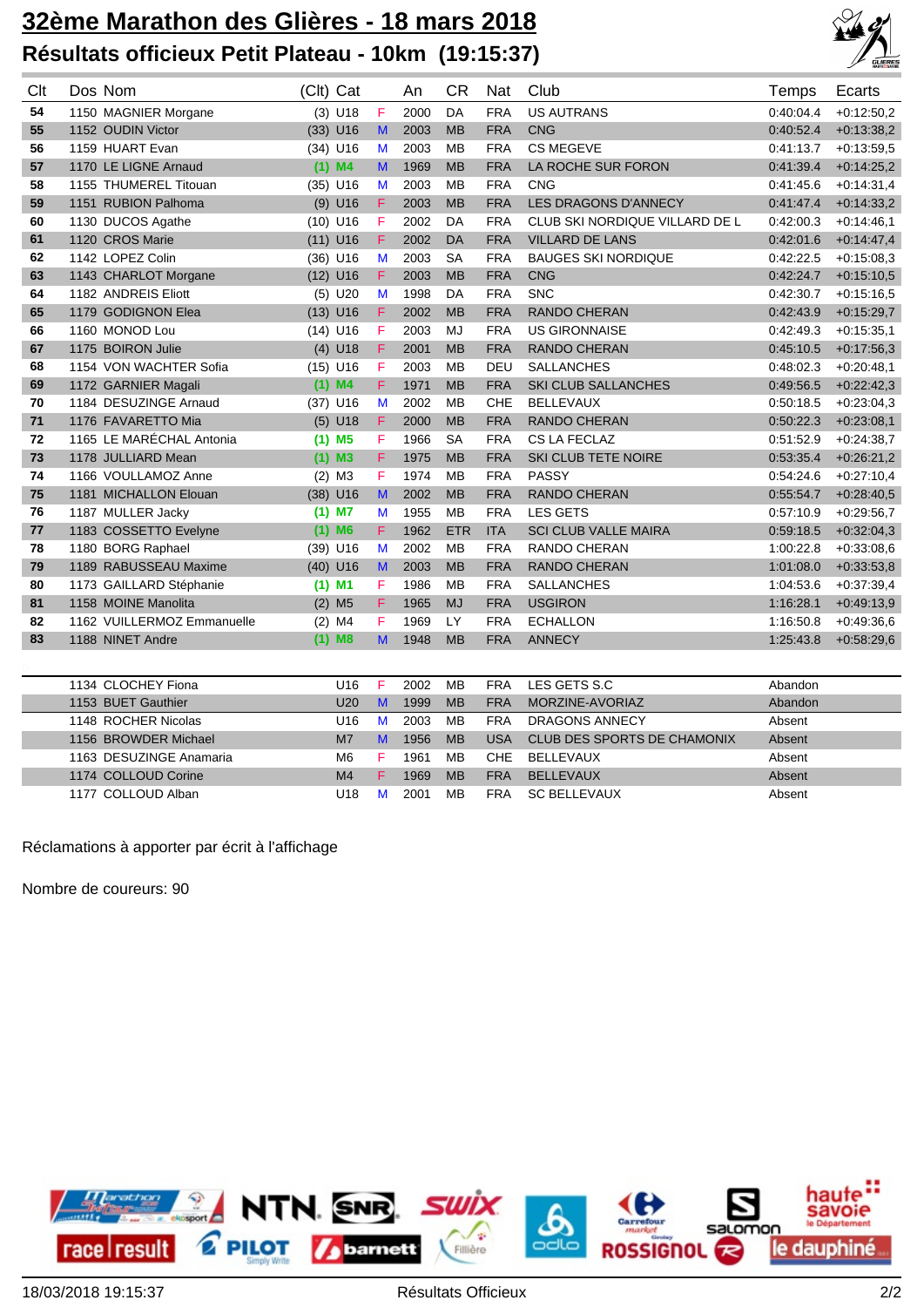# 32ème Marathon des Glières - 18 mars 2018

## Résultats officieux Petit Plateau - 10km (19:15:37)

| Clt | Dos | Nom | (Clt) | Cat | | An | CR | Nat | Club | Temps | Ecarts |
|---|---|---|---|---|---|---|---|---|---|---|---|
| 54 | 1150 | MAGNIER Morgane | (3) | U18 | F | 2000 | DA | FRA | US AUTRANS | 0:40:04.4 | +0:12:50,2 |
| 55 | 1152 | OUDIN Victor | (33) | U16 | M | 2003 | MB | FRA | CNG | 0:40:52.4 | +0:13:38,2 |
| 56 | 1159 | HUART Evan | (34) | U16 | M | 2003 | MB | FRA | CS MEGEVE | 0:41:13.7 | +0:13:59,5 |
| 57 | 1170 | LE LIGNE Arnaud | (1) | M4 | M | 1969 | MB | FRA | LA ROCHE SUR FORON | 0:41:39.4 | +0:14:25,2 |
| 58 | 1155 | THUMEREL Titouan | (35) | U16 | M | 2003 | MB | FRA | CNG | 0:41:45.6 | +0:14:31,4 |
| 59 | 1151 | RUBION Palhoma | (9) | U16 | F | 2003 | MB | FRA | LES DRAGONS D'ANNECY | 0:41:47.4 | +0:14:33,2 |
| 60 | 1130 | DUCOS Agathe | (10) | U16 | F | 2002 | DA | FRA | CLUB SKI NORDIQUE VILLARD DE L | 0:42:00.3 | +0:14:46,1 |
| 61 | 1120 | CROS Marie | (11) | U16 | F | 2002 | DA | FRA | VILLARD DE LANS | 0:42:01.6 | +0:14:47,4 |
| 62 | 1142 | LOPEZ Colin | (36) | U16 | M | 2003 | SA | FRA | BAUGES SKI NORDIQUE | 0:42:22.5 | +0:15:08,3 |
| 63 | 1143 | CHARLOT Morgane | (12) | U16 | F | 2003 | MB | FRA | CNG | 0:42:24.7 | +0:15:10,5 |
| 64 | 1182 | ANDREIS Eliott | (5) | U20 | M | 1998 | DA | FRA | SNC | 0:42:30.7 | +0:15:16,5 |
| 65 | 1179 | GODIGNON Elea | (13) | U16 | F | 2002 | MB | FRA | RANDO CHERAN | 0:42:43.9 | +0:15:29,7 |
| 66 | 1160 | MONOD Lou | (14) | U16 | F | 2003 | MJ | FRA | US GIRONNAISE | 0:42:49.3 | +0:15:35,1 |
| 67 | 1175 | BOIRON Julie | (4) | U18 | F | 2001 | MB | FRA | RANDO CHERAN | 0:45:10.5 | +0:17:56,3 |
| 68 | 1154 | VON WACHTER Sofia | (15) | U16 | F | 2003 | MB | DEU | SALLANCHES | 0:48:02.3 | +0:20:48,1 |
| 69 | 1172 | GARNIER Magali | (1) | M4 | F | 1971 | MB | FRA | SKI CLUB SALLANCHES | 0:49:56.5 | +0:22:42,3 |
| 70 | 1184 | DESUZINGE Arnaud | (37) | U16 | M | 2002 | MB | CHE | BELLEVAUX | 0:50:18.5 | +0:23:04,3 |
| 71 | 1176 | FAVARETTO Mia | (5) | U18 | F | 2000 | MB | FRA | RANDO CHERAN | 0:50:22.3 | +0:23:08,1 |
| 72 | 1165 | LE MARÉCHAL Antonia | (1) | M5 | F | 1966 | SA | FRA | CS LA FECLAZ | 0:51:52.9 | +0:24:38,7 |
| 73 | 1178 | JULLIARD Mean | (1) | M3 | F | 1975 | MB | FRA | SKI CLUB TETE NOIRE | 0:53:35.4 | +0:26:21,2 |
| 74 | 1166 | VOULLAMOZ Anne | (2) | M3 | F | 1974 | MB | FRA | PASSY | 0:54:24.6 | +0:27:10,4 |
| 75 | 1181 | MICHALLON Elouan | (38) | U16 | M | 2002 | MB | FRA | RANDO CHERAN | 0:55:54.7 | +0:28:40,5 |
| 76 | 1187 | MULLER Jacky | (1) | M7 | M | 1955 | MB | FRA | LES GETS | 0:57:10.9 | +0:29:56,7 |
| 77 | 1183 | COSSETTO Evelyne | (1) | M6 | F | 1962 | ETR | ITA | SCI CLUB VALLE MAIRA | 0:59:18.5 | +0:32:04,3 |
| 78 | 1180 | BORG Raphael | (39) | U16 | M | 2002 | MB | FRA | RANDO CHERAN | 1:00:22.8 | +0:33:08,6 |
| 79 | 1189 | RABUSSEAU Maxime | (40) | U16 | M | 2003 | MB | FRA | RANDO CHERAN | 1:01:08.0 | +0:33:53,8 |
| 80 | 1173 | GAILLARD Stéphanie | (1) | M1 | F | 1986 | MB | FRA | SALLANCHES | 1:04:53.6 | +0:37:39,4 |
| 81 | 1158 | MOINE Manolita | (2) | M5 | F | 1965 | MJ | FRA | USGIRON | 1:16:28.1 | +0:49:13,9 |
| 82 | 1162 | VUILLERMOZ Emmanuelle | (2) | M4 | F | 1969 | LY | FRA | ECHALLON | 1:16:50.8 | +0:49:36,6 |
| 83 | 1188 | NINET Andre | (1) | M8 | M | 1948 | MB | FRA | ANNECY | 1:25:43.8 | +0:58:29,6 |
| | 1134 | CLOCHEY Fiona | | U16 | F | 2002 | MB | FRA | LES GETS S.C | Abandon | |
| | 1153 | BUET Gauthier | | U20 | M | 1999 | MB | FRA | MORZINE-AVORIAZ | Abandon | |
| | 1148 | ROCHER Nicolas | | U16 | M | 2003 | MB | FRA | DRAGONS ANNECY | Absent | |
| | 1156 | BROWDER Michael | | M7 | M | 1956 | MB | USA | CLUB DES SPORTS DE CHAMONIX | Absent | |
| | 1163 | DESUZINGE Anamaria | | M6 | F | 1961 | MB | CHE | BELLEVAUX | Absent | |
| | 1174 | COLLOUD Corine | | M4 | F | 1969 | MB | FRA | BELLEVAUX | Absent | |
| | 1177 | COLLOUD Alban | | U18 | M | 2001 | MB | FRA | SC BELLEVAUX | Absent | |

Réclamations à apporter par écrit à l'affichage

Nombre de coureurs: 90